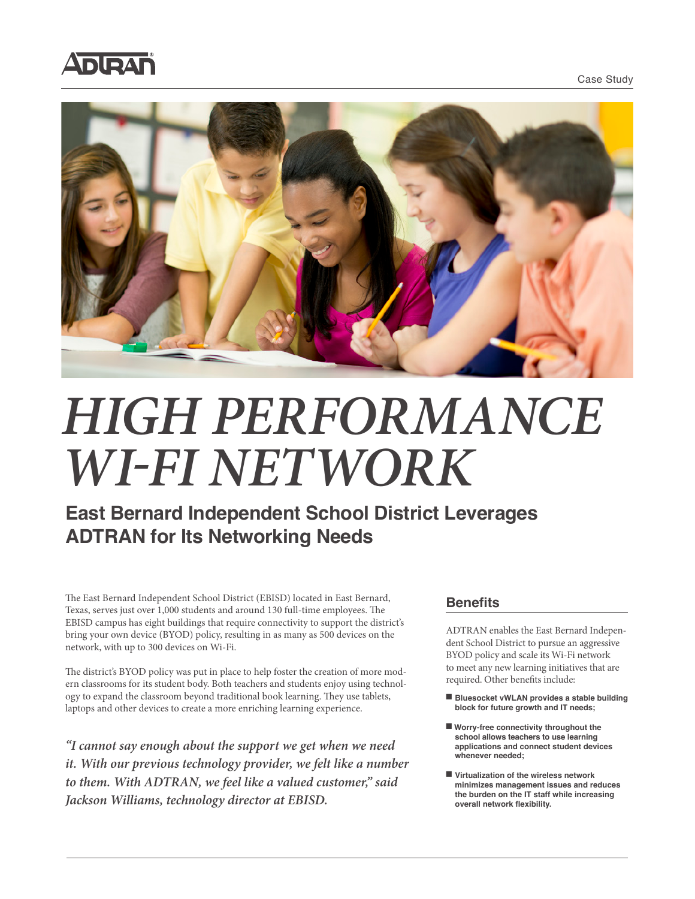ADTRAN

Case Study

# HIGH PERFORMANCE WI-FI NETWORK

## East Bernard Independent School District Leverages ADTRAN for Its Networking Needs

The East Bernard Independent School District (EBISD) located in East Bernard, Texas, serves just over 1,000 students and around 130 full-time employees. The EBISD campus has eight buildings that require connectivity to support the district's bring your own device (BYOD) policy, resulting in as many as 500 devices on the network, with up to 300 devices on Wi-Fi.

The district's BYOD policy was put in place to help foster the creation of more modern classrooms for its student body. Both teachers and students enjoy using technology to expand the classroom beyond traditional book learning. They use tablets, laptops and other devices to create a more enriching learning experience.

*"I cannot say enough about the support we get when we need it. With our previous technology provider, we felt like a number to them. With ADTRAN, we feel like a valued customer," said Jackson Williams, technology director at EBISD.*

### Benefits

ADTRAN enables the East Bernard Independent School District to pursue an aggressive BYOD policy and scale its Wi-Fi network to meet any new learning initiatives that are required. Other benefits include:

- **Bluesocket vWLAN provides a stable building block for future growth and IT needs;**
- **Worry-free connectivity throughout the school allows teachers to use learning applications and connect student devices whenever needed;**
- **Virtualization of the wireless network minimizes management issues and reduces the burden on the IT staff while increasing overall network flexibility.**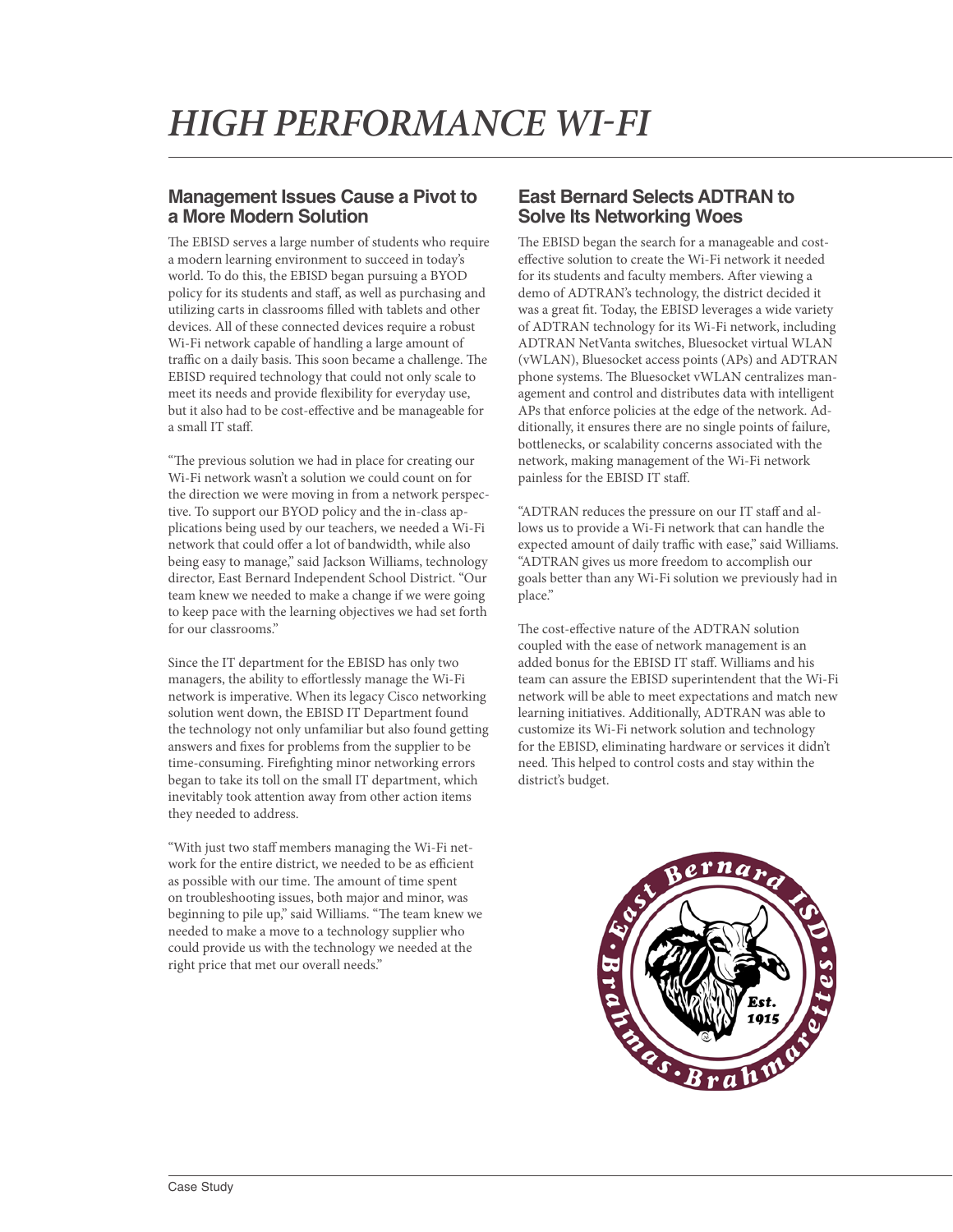# HIGH PERFORMANCE WI-FI

## Management Issues Cause a Pivot to a More Modern Solution

The EBISD serves a large number of students who require a modern learning environment to succeed in today's world. To do this, the EBISD began pursuing a BYOD policy for its students and staff, as well as purchasing and utilizing carts in classrooms filled with tablets and other devices. All of these connected devices require a robust Wi-Fi network capable of handling a large amount of traffic on a daily basis. This soon became a challenge. The EBISD required technology that could not only scale to meet its needs and provide flexibility for everyday use, but it also had to be cost-effective and be manageable for a small IT staff.

"The previous solution we had in place for creating our Wi-Fi network wasn't a solution we could count on for the direction we were moving in from a network perspective. To support our BYOD policy and the in-class applications being used by our teachers, we needed a Wi-Fi network that could offer a lot of bandwidth, while also being easy to manage," said Jackson Williams, technology director, East Bernard Independent School District. "Our team knew we needed to make a change if we were going to keep pace with the learning objectives we had set forth for our classrooms."

Since the IT department for the EBISD has only two managers, the ability to effortlessly manage the Wi-Fi network is imperative. When its legacy Cisco networking solution went down, the EBISD IT Department found the technology not only unfamiliar but also found getting answers and fixes for problems from the supplier to be time-consuming. Firefighting minor networking errors began to take its toll on the small IT department, which inevitably took attention away from other action items they needed to address.

"With just two staff members managing the Wi-Fi network for the entire district, we needed to be as efficient as possible with our time. The amount of time spent on troubleshooting issues, both major and minor, was beginning to pile up," said Williams. "The team knew we needed to make a move to a technology supplier who could provide us with the technology we needed at the right price that met our overall needs."

## East Bernard Selects ADTRAN to Solve Its Networking Woes

The EBISD began the search for a manageable and cost-effective solution to create the Wi-Fi network it needed for its students and faculty members. After viewing a demo of ADTRAN's technology, the district decided it was a great fit. Today, the EBISD leverages a wide variety of ADTRAN technology for its Wi-Fi network, including ADTRAN NetVanta switches, Bluesocket virtual WLAN (vWLAN), Bluesocket access points (APs) and ADTRAN phone systems. The Bluesocket vWLAN centralizes management and control and distributes data with intelligent APs that enforce policies at the edge of the network. Additionally, it ensures there are no single points of failure, bottlenecks, or scalability concerns associated with the network, making management of the Wi-Fi network painless for the EBISD IT staff.

"ADTRAN reduces the pressure on our IT staff and allows us to provide a Wi-Fi network that can handle the expected amount of daily traffic with ease," said Williams. "ADTRAN gives us more freedom to accomplish our goals better than any Wi-Fi solution we previously had in place."

The cost-effective nature of the ADTRAN solution coupled with the ease of network management is an added bonus for the EBISD IT staff. Williams and his team can assure the EBISD superintendent that the Wi-Fi network will be able to meet expectations and match new learning initiatives. Additionally, ADTRAN was able to customize its Wi-Fi network solution and technology for the EBISD, eliminating hardware or services it didn't need. This helped to control costs and stay within the district's budget.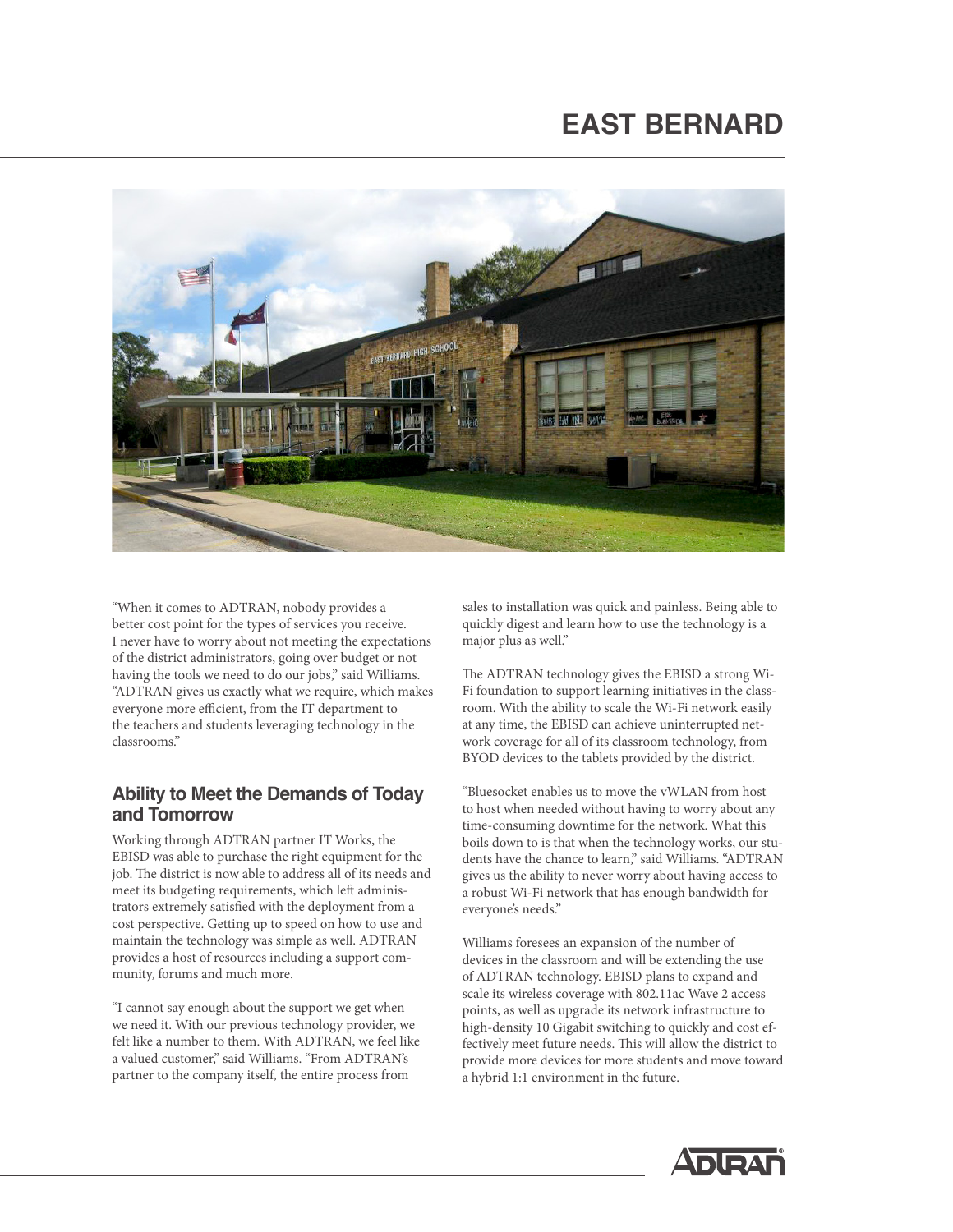# EAST BERNARD

"When it comes to ADTRAN, nobody provides a better cost point for the types of services you receive. I never have to worry about not meeting the expectations of the district administrators, going over budget or not having the tools we need to do our jobs," said Williams. "ADTRAN gives us exactly what we require, which makes everyone more efficient, from the IT department to the teachers and students leveraging technology in the classrooms."

## Ability to Meet the Demands of Today and Tomorrow

Working through ADTRAN partner IT Works, the EBISD was able to purchase the right equipment for the job. The district is now able to address all of its needs and meet its budgeting requirements, which left administrators extremely satisfied with the deployment from a cost perspective. Getting up to speed on how to use and maintain the technology was simple as well. ADTRAN provides a host of resources including a support community, forums and much more.

"I cannot say enough about the support we get when we need it. With our previous technology provider, we felt like a number to them. With ADTRAN, we feel like a valued customer," said Williams. "From ADTRAN's partner to the company itself, the entire process from sales to installation was quick and painless. Being able to quickly digest and learn how to use the technology is a major plus as well."

The ADTRAN technology gives the EBISD a strong Wi-Fi foundation to support learning initiatives in the classroom. With the ability to scale the Wi-Fi network easily at any time, the EBISD can achieve uninterrupted network coverage for all of its classroom technology, from BYOD devices to the tablets provided by the district.

"Bluesocket enables us to move the vWLAN from host to host when needed without having to worry about any time-consuming downtime for the network. What this boils down to is that when the technology works, our students have the chance to learn," said Williams. "ADTRAN gives us the ability to never worry about having access to a robust Wi-Fi network that has enough bandwidth for everyone's needs."

Williams foresees an expansion of the number of devices in the classroom and will be extending the use of ADTRAN technology. EBISD plans to expand and scale its wireless coverage with 802.11ac Wave 2 access points, as well as upgrade its network infrastructure to high-density 10 Gigabit switching to quickly and cost effectively meet future needs. This will allow the district to provide more devices for more students and move toward a hybrid 1:1 environment in the future.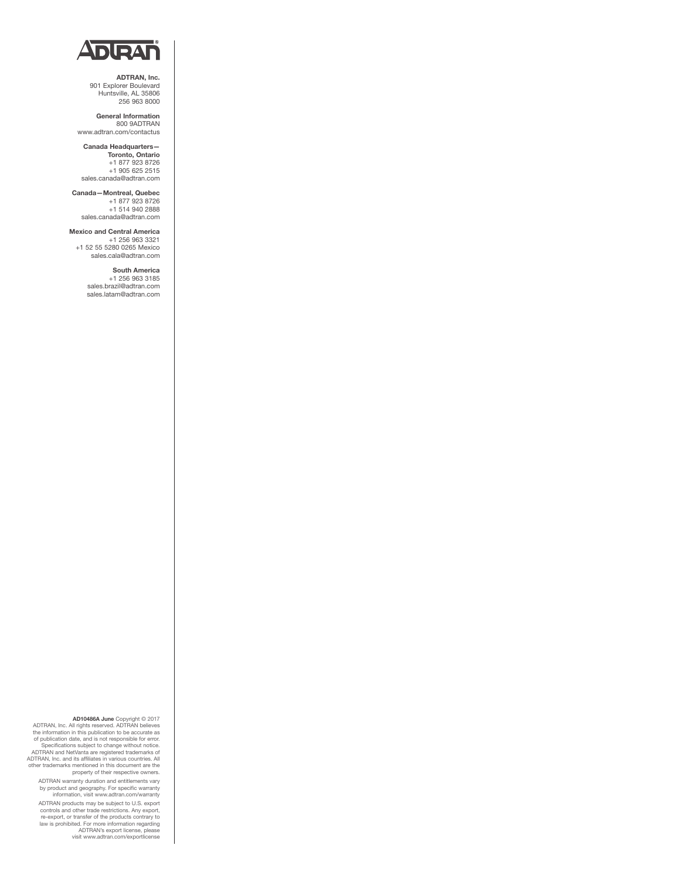ADTRAN

**ADTRAN, Inc.**
901 Explorer Boulevard
Huntsville, AL 35806
256 963 8000

**General Information**
800 9ADTRAN
www.adtran.com/contactus

**Canada Headquarters—Toronto, Ontario**
+1 877 923 8726
+1 905 625 2515
sales.canada@adtran.com

**Canada—Montreal, Quebec**
+1 877 923 8726
+1 514 940 2888
sales.canada@adtran.com

**Mexico and Central America**
+1 256 963 3321
+1 52 55 5280 0265 Mexico
sales.cala@adtran.com

**South America**
+1 256 963 3185
sales.brazil@adtran.com
sales.latam@adtran.com

**AD10486A June** Copyright © 2017 ADTRAN, Inc. All rights reserved. ADTRAN believes the information in this publication to be accurate as of publication date, and is not responsible for error. Specifications subject to change without notice. ADTRAN and NetVanta are registered trademarks of ADTRAN, Inc. and its affiliates in various countries. All other trademarks mentioned in this document are the property of their respective owners.

ADTRAN warranty duration and entitlements vary by product and geography. For specific warranty information, visit www.adtran.com/warranty

ADTRAN products may be subject to U.S. export controls and other trade restrictions. Any export, re-export, or transfer of the products contrary to law is prohibited. For more information regarding ADTRAN's export license, please visit www.adtran.com/exportlicense